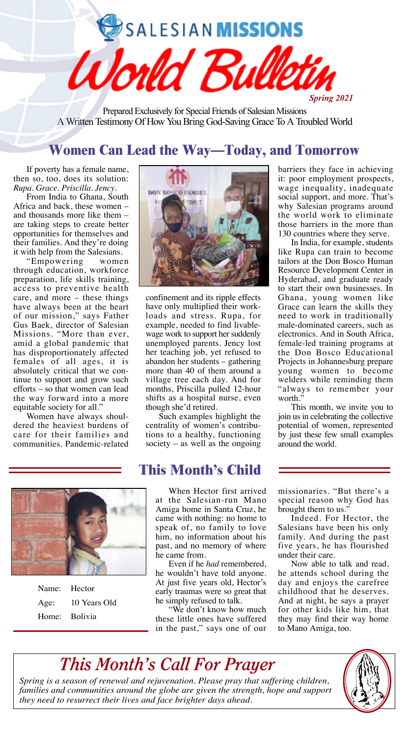# SALESIAN MISSIONS World Bulletin

*Spring 2021*

Prepared Exclusively for Special Friends of Salesian Missions
A Written Testimony Of How You Bring God-Saving Grace To A Troubled World

## Women Can Lead the Way—Today, and Tomorrow

If poverty has a female name, then so, too, does its solution: *Rupa. Grace. Priscilla. Jency.*

From India to Ghana, South Africa and back, these women – and thousands more like them – are taking steps to create better opportunities for themselves and their families. And they're doing it with help from the Salesians.

"Empowering women through education, workforce preparation, life skills training, access to preventive health care, and more – these things have always been at the heart of our mission," says Father Gus Baek, director of Salesian Missions. "More than ever, amid a global pandemic that has disproportionately affected females of all ages, it is absolutely critical that we continue to support and grow such efforts – so that women can lead the way forward into a more equitable society for all."

Women have always shouldered the heaviest burdens of care for their families and communities. Pandemic-related confinement and its ripple effects have only multiplied their workloads and stress. Rupa, for example, needed to find livable-wage work to support her suddenly unemployed parents. Jency lost her teaching job, yet refused to abandon her students – gathering more than 40 of them around a village tree each day. And for months, Priscilla pulled 12-hour shifts as a hospital nurse, even though she'd retired.

Such examples highlight the centrality of women's contributions to a healthy, functioning society – as well as the ongoing barriers they face in achieving it: poor employment prospects, wage inequality, inadequate social support, and more. That's why Salesian programs around the world work to eliminate those barriers in the more than 130 countries where they serve.

In India, for example, students like Rupa can train to become tailors at the Don Bosco Human Resource Development Center in Hyderabad, and graduate ready to start their own businesses. In Ghana, young women like Grace can learn the skills they need to work in traditionally male-dominated careers, such as electronics. And in South Africa, female-led training programs at the Don Bosco Educational Projects in Johannesburg prepare young women to become welders while reminding them "always to remember your worth."

This month, we invite you to join us in celebrating the collective potential of women, represented by just these few small examples around the world.

## This Month's Child

Name: Hector
Age: 10 Years Old
Home: Bolivia

When Hector first arrived at the Salesian-run Mano Amiga home in Santa Cruz, he came with nothing: no home to speak of, no family to love him, no information about his past, and no memory of where he came from.

Even if he *had* remembered, he wouldn't have told anyone. At just five years old, Hector's early traumas were so great that he simply refused to talk.

"We don't know how much these little ones have suffered in the past," says one of our missionaries. "But there's a special reason why God has brought them to us."

Indeed. For Hector, the Salesians have been his only family. And during the past five years, he has flourished under their care.

Now able to talk and read, he attends school during the day and enjoys the carefree childhood that he deserves. And at night, he says a prayer for other kids like him, that they may find their way home to Mano Amiga, too.

## *This Month's Call For Prayer*

*Spring is a season of renewal and rejuvenation. Please pray that suffering children, families and communities around the globe are given the strength, hope and support they need to resurrect their lives and face brighter days ahead.*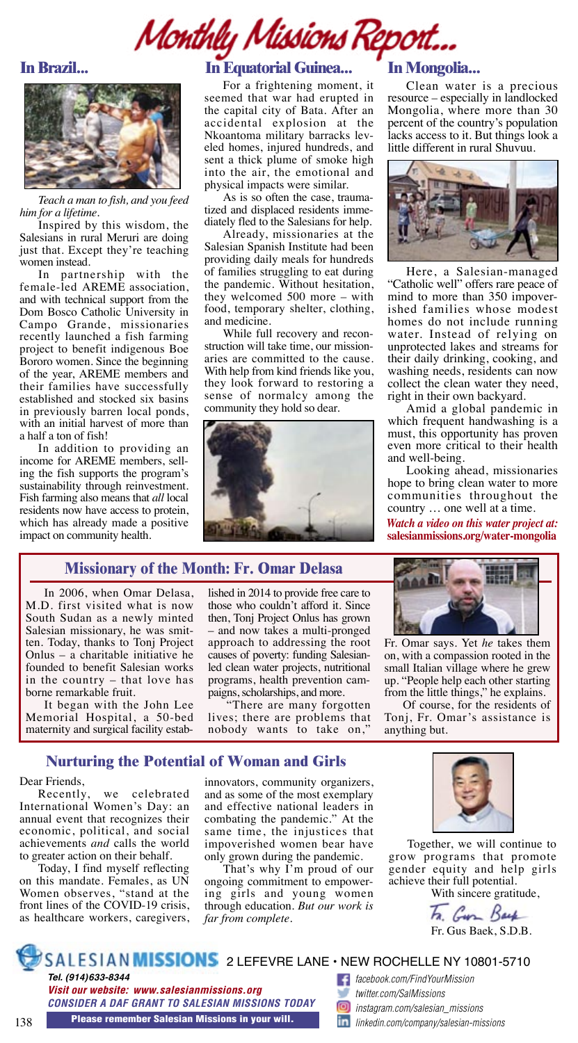# Monthly Missions Report...

## In Brazil...

*Teach a man to fish, and you feed him for a lifetime.*

Inspired by this wisdom, the Salesians in rural Meruri are doing just that. Except they're teaching women instead.

In partnership with the female-led AREME association, and with technical support from the Dom Bosco Catholic University in Campo Grande, missionaries recently launched a fish farming project to benefit indigenous Boe Bororo women. Since the beginning of the year, AREME members and their families have successfully established and stocked six basins in previously barren local ponds, with an initial harvest of more than a half a ton of fish!

In addition to providing an income for AREME members, selling the fish supports the program's sustainability through reinvestment. Fish farming also means that *all* local residents now have access to protein, which has already made a positive impact on community health.

## In Equatorial Guinea...

For a frightening moment, it seemed that war had erupted in the capital city of Bata. After an accidental explosion at the Nkoantoma military barracks leveled homes, injured hundreds, and sent a thick plume of smoke high into the air, the emotional and physical impacts were similar.

As is so often the case, traumatized and displaced residents immediately fled to the Salesians for help.

Already, missionaries at the Salesian Spanish Institute had been providing daily meals for hundreds of families struggling to eat during the pandemic. Without hesitation, they welcomed 500 more – with food, temporary shelter, clothing, and medicine.

While full recovery and reconstruction will take time, our missionaries are committed to the cause. With help from kind friends like you, they look forward to restoring a sense of normalcy among the community they hold so dear.

## In Mongolia...

Clean water is a precious resource – especially in landlocked Mongolia, where more than 30 percent of the country's population lacks access to it. But things look a little different in rural Shuvuu.

Here, a Salesian-managed "Catholic well" offers rare peace of mind to more than 350 impoverished families whose modest homes do not include running water. Instead of relying on unprotected lakes and streams for their daily drinking, cooking, and washing needs, residents can now collect the clean water they need, right in their own backyard.

Amid a global pandemic in which frequent handwashing is a must, this opportunity has proven even more critical to their health and well-being.

Looking ahead, missionaries hope to bring clean water to more communities throughout the country … one well at a time.

***Watch a video on this water project at:*** **salesianmissions.org/water-mongolia**

## Missionary of the Month: Fr. Omar Delasa

In 2006, when Omar Delasa, M.D. first visited what is now South Sudan as a newly minted Salesian missionary, he was smitten. Today, thanks to Tonj Project Onlus – a charitable initiative he founded to benefit Salesian works in the country – that love has borne remarkable fruit.

It began with the John Lee Memorial Hospital, a 50-bed maternity and surgical facility established in 2014 to provide free care to those who couldn't afford it. Since then, Tonj Project Onlus has grown – and now takes a multi-pronged approach to addressing the root causes of poverty: funding Salesian-led clean water projects, nutritional programs, health prevention campaigns, scholarships, and more.

"There are many forgotten lives; there are problems that nobody wants to take on," Fr. Omar says. Yet *he* takes them on, with a compassion rooted in the small Italian village where he grew up. "People help each other starting from the little things," he explains.

Of course, for the residents of Tonj, Fr. Omar's assistance is anything but.

## Nurturing the Potential of Woman and Girls

Dear Friends,

Recently, we celebrated International Women's Day: an annual event that recognizes their economic, political, and social achievements *and* calls the world to greater action on their behalf.

Today, I find myself reflecting on this mandate. Females, as UN Women observes, "stand at the front lines of the COVID-19 crisis, as healthcare workers, caregivers, innovators, community organizers, and as some of the most exemplary and effective national leaders in combating the pandemic." At the same time, the injustices that impoverished women bear have only grown during the pandemic.

That's why I'm proud of our ongoing commitment to empowering girls and young women through education. *But our work is far from complete.*

Together, we will continue to grow programs that promote gender equity and help girls achieve their full potential.

With sincere gratitude,

Fr. Gus Baek, S.D.B.

**SALESIAN MISSIONS** 2 LEFEVRE LANE • NEW ROCHELLE NY 10801-5710

***Tel. (914)633-8344***
***Visit our website: www.salesianmissions.org***
***CONSIDER A DAF GRANT TO SALESIAN MISSIONS TODAY***
**Please remember Salesian Missions in your will.**

*facebook.com/FindYourMission*
*twitter.com/SalMissions*
*instagram.com/salesian_missions*
*linkedin.com/company/salesian-missions*